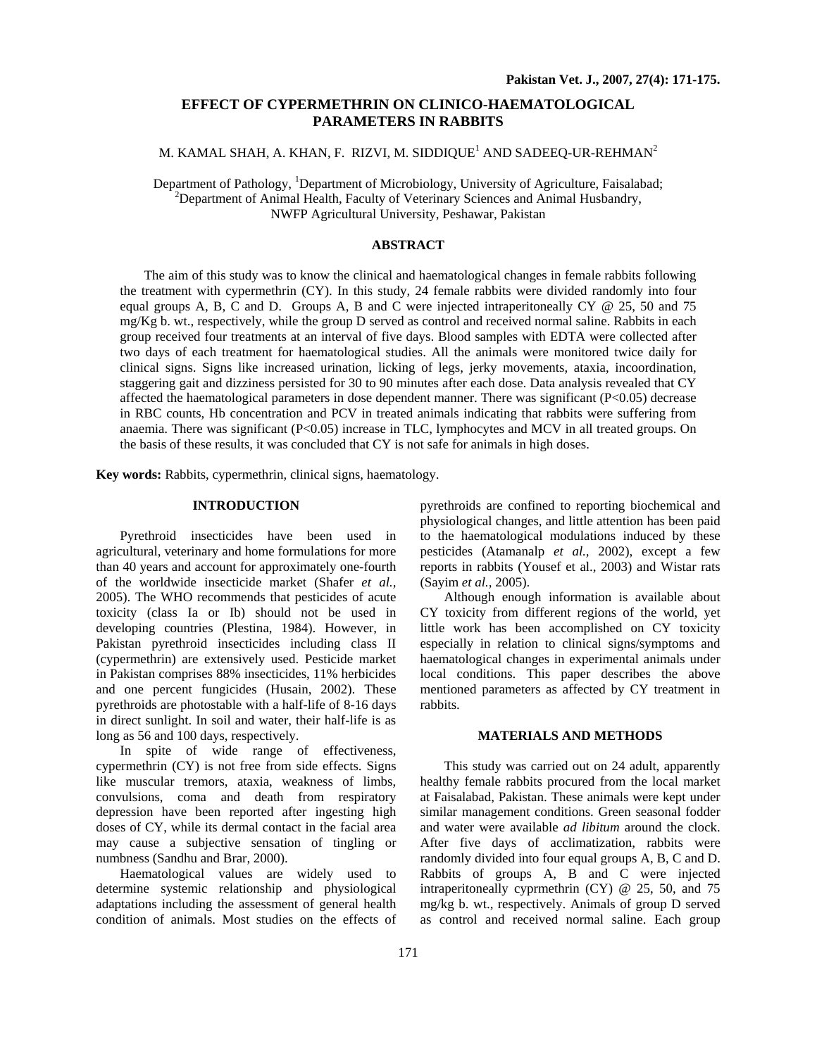# EFFECT OF CYPERMETHRIN ON CLINICO-HAEMATOLOGICAL PARAMETERS IN RABBITS

M. KAMAL SHAH, A. KHAN, F. RIZVI, M. SIDDIQUE[1] AND SADEEQ-UR-REHMAN[2]

Department of Pathology, [1]Department of Microbiology, University of Agriculture, Faisalabad;
[2]Department of Animal Health, Faculty of Veterinary Sciences and Animal Husbandry,
NWFP Agricultural University, Peshawar, Pakistan

## ABSTRACT

The aim of this study was to know the clinical and haematological changes in female rabbits following the treatment with cypermethrin (CY). In this study, 24 female rabbits were divided randomly into four equal groups A, B, C and D. Groups A, B and C were injected intraperitoneally CY @ 25, 50 and 75 mg/Kg b. wt., respectively, while the group D served as control and received normal saline. Rabbits in each group received four treatments at an interval of five days. Blood samples with EDTA were collected after two days of each treatment for haematological studies. All the animals were monitored twice daily for clinical signs. Signs like increased urination, licking of legs, jerky movements, ataxia, incoordination, staggering gait and dizziness persisted for 30 to 90 minutes after each dose. Data analysis revealed that CY affected the haematological parameters in dose dependent manner. There was significant ($P<0.05$) decrease in RBC counts, Hb concentration and PCV in treated animals indicating that rabbits were suffering from anaemia. There was significant ($P<0.05$) increase in TLC, lymphocytes and MCV in all treated groups. On the basis of these results, it was concluded that CY is not safe for animals in high doses.

**Key words:** Rabbits, cypermethrin, clinical signs, haematology.

## INTRODUCTION

Pyrethroid insecticides have been used in agricultural, veterinary and home formulations for more than 40 years and account for approximately one-fourth of the worldwide insecticide market (Shafer *et al.*, 2005). The WHO recommends that pesticides of acute toxicity (class Ia or Ib) should not be used in developing countries (Plestina, 1984). However, in Pakistan pyrethroid insecticides including class II (cypermethrin) are extensively used. Pesticide market in Pakistan comprises 88% insecticides, 11% herbicides and one percent fungicides (Husain, 2002). These pyrethroids are photostable with a half-life of 8-16 days in direct sunlight. In soil and water, their half-life is as long as 56 and 100 days, respectively.

In spite of wide range of effectiveness, cypermethrin (CY) is not free from side effects. Signs like muscular tremors, ataxia, weakness of limbs, convulsions, coma and death from respiratory depression have been reported after ingesting high doses of CY, while its dermal contact in the facial area may cause a subjective sensation of tingling or numbness (Sandhu and Brar, 2000).

Haematological values are widely used to determine systemic relationship and physiological adaptations including the assessment of general health condition of animals. Most studies on the effects of pyrethroids are confined to reporting biochemical and physiological changes, and little attention has been paid to the haematological modulations induced by these pesticides (Atamanalp *et al.*, 2002), except a few reports in rabbits (Yousef et al., 2003) and Wistar rats (Sayim *et al.*, 2005).

Although enough information is available about CY toxicity from different regions of the world, yet little work has been accomplished on CY toxicity especially in relation to clinical signs/symptoms and haematological changes in experimental animals under local conditions. This paper describes the above mentioned parameters as affected by CY treatment in rabbits.

## MATERIALS AND METHODS

This study was carried out on 24 adult, apparently healthy female rabbits procured from the local market at Faisalabad, Pakistan. These animals were kept under similar management conditions. Green seasonal fodder and water were available *ad libitum* around the clock. After five days of acclimatization, rabbits were randomly divided into four equal groups A, B, C and D. Rabbits of groups A, B and C were injected intraperitoneally cyprmethrin (CY) @ 25, 50, and 75 mg/kg b. wt., respectively. Animals of group D served as control and received normal saline. Each group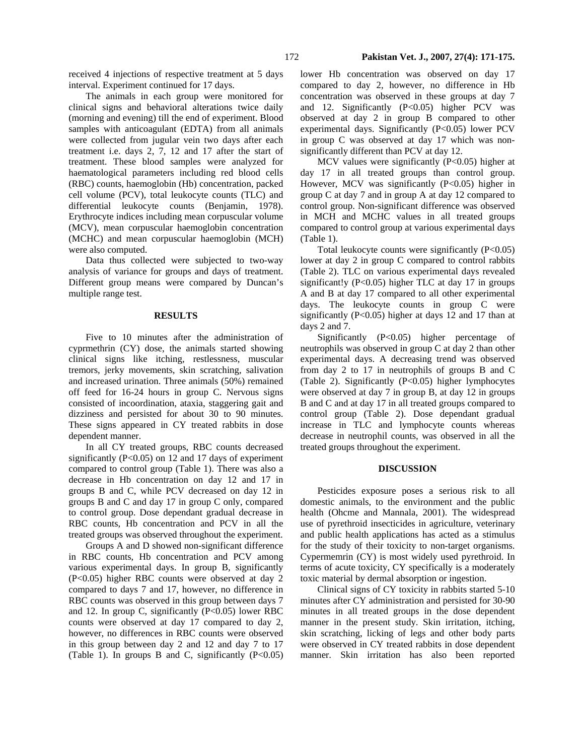received 4 injections of respective treatment at 5 days interval. Experiment continued for 17 days.

The animals in each group were monitored for clinical signs and behavioral alterations twice daily (morning and evening) till the end of experiment. Blood samples with anticoagulant (EDTA) from all animals were collected from jugular vein two days after each treatment i.e. days 2, 7, 12 and 17 after the start of treatment. These blood samples were analyzed for haematological parameters including red blood cells (RBC) counts, haemoglobin (Hb) concentration, packed cell volume (PCV), total leukocyte counts (TLC) and differential leukocyte counts (Benjamin, 1978). Erythrocyte indices including mean corpuscular volume (MCV), mean corpuscular haemoglobin concentration (MCHC) and mean corpuscular haemoglobin (MCH) were also computed.

Data thus collected were subjected to two-way analysis of variance for groups and days of treatment. Different group means were compared by Duncan's multiple range test.

## RESULTS

Five to 10 minutes after the administration of cyprmethrin (CY) dose, the animals started showing clinical signs like itching, restlessness, muscular tremors, jerky movements, skin scratching, salivation and increased urination. Three animals (50%) remained off feed for 16-24 hours in group C. Nervous signs consisted of incoordination, ataxia, staggering gait and dizziness and persisted for about 30 to 90 minutes. These signs appeared in CY treated rabbits in dose dependent manner.

In all CY treated groups, RBC counts decreased significantly ($P<0.05$) on 12 and 17 days of experiment compared to control group (Table 1). There was also a decrease in Hb concentration on day 12 and 17 in groups B and C, while PCV decreased on day 12 in groups B and C and day 17 in group C only, compared to control group. Dose dependant gradual decrease in RBC counts, Hb concentration and PCV in all the treated groups was observed throughout the experiment.

Groups A and D showed non-significant difference in RBC counts, Hb concentration and PCV among various experimental days. In group B, significantly ($P<0.05$) higher RBC counts were observed at day 2 compared to days 7 and 17, however, no difference in RBC counts was observed in this group between days 7 and 12. In group C, significantly ($P<0.05$) lower RBC counts were observed at day 17 compared to day 2, however, no differences in RBC counts were observed in this group between day 2 and 12 and day 7 to 17 (Table 1). In groups B and C, significantly ($P<0.05$) lower Hb concentration was observed on day 17 compared to day 2, however, no difference in Hb concentration was observed in these groups at day 7 and 12. Significantly ($P<0.05$) higher PCV was observed at day 2 in group B compared to other experimental days. Significantly ($P<0.05$) lower PCV in group C was observed at day 17 which was non-significantly different than PCV at day 12.

MCV values were significantly ($P<0.05$) higher at day 17 in all treated groups than control group. However, MCV was significantly ($P<0.05$) higher in group C at day 7 and in group A at day 12 compared to control group. Non-significant difference was observed in MCH and MCHC values in all treated groups compared to control group at various experimental days (Table 1).

Total leukocyte counts were significantly ($P<0.05$) lower at day 2 in group C compared to control rabbits (Table 2). TLC on various experimental days revealed significant!y ($P<0.05$) higher TLC at day 17 in groups A and B at day 17 compared to all other experimental days. The leukocyte counts in group C were significantly ($P<0.05$) higher at days 12 and 17 than at days 2 and 7.

Significantly ($P<0.05$) higher percentage of neutrophils was observed in group C at day 2 than other experimental days. A decreasing trend was observed from day 2 to 17 in neutrophils of groups B and C (Table 2). Significantly ($P<0.05$) higher lymphocytes were observed at day 7 in group B, at day 12 in groups B and C and at day 17 in all treated groups compared to control group (Table 2). Dose dependant gradual increase in TLC and lymphocyte counts whereas decrease in neutrophil counts, was observed in all the treated groups throughout the experiment.

## DISCUSSION

Pesticides exposure poses a serious risk to all domestic animals, to the environment and the public health (Ohcme and Mannala, 2001). The widespread use of pyrethroid insecticides in agriculture, veterinary and public health applications has acted as a stimulus for the study of their toxicity to non-target organisms. Cypermemrin (CY) is most widely used pyrethroid. In terms of acute toxicity, CY specifically is a moderately toxic material by dermal absorption or ingestion.

Clinical signs of CY toxicity in rabbits started 5-10 minutes after CY administration and persisted for 30-90 minutes in all treated groups in the dose dependent manner in the present study. Skin irritation, itching, skin scratching, licking of legs and other body parts were observed in CY treated rabbits in dose dependent manner. Skin irritation has also been reported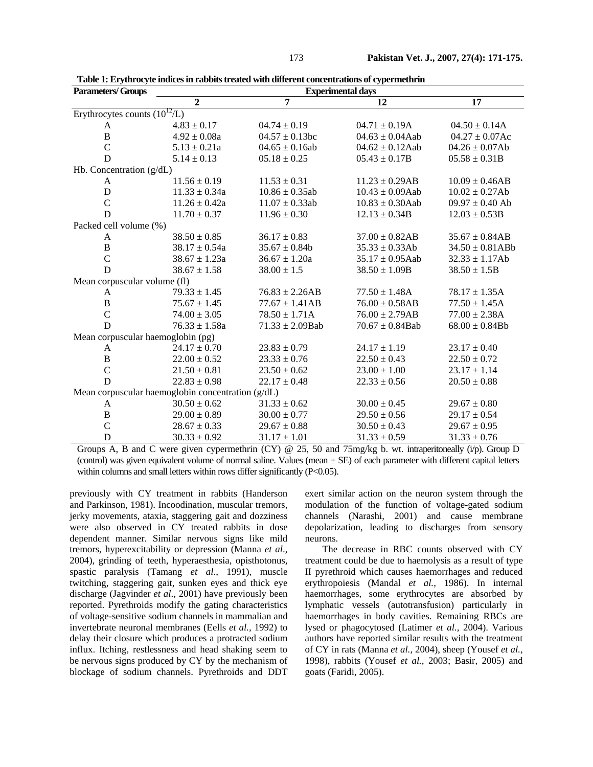**Table 1: Erythrocyte indices in rabbits treated with different concentrations of cypermethrin**

| Parameters/ Groups | Experimental days | | | |
|---|---|---|---|---|
| | **2** | **7** | **12** | **17** |
| Erythrocytes counts ($10^{12}$/L) | | | | |
| A | 4.83 ± 0.17 | 04.74 ± 0.19 | 04.71 ± 0.19A | 04.50 ± 0.14A |
| B | 4.92 ± 0.08a | 04.57 ± 0.13bc | 04.63 ± 0.04Aab | 04.27 ± 0.07Ac |
| C | 5.13 ± 0.21a | 04.65 ± 0.16ab | 04.62 ± 0.12Aab | 04.26 ± 0.07Ab |
| D | 5.14 ± 0.13 | 05.18 ± 0.25 | 05.43 ± 0.17B | 05.58 ± 0.31B |
| Hb. Concentration (g/dL) | | | | |
| A | 11.56 ± 0.19 | 11.53 ± 0.31 | 11.23 ± 0.29AB | 10.09 ± 0.46AB |
| D | 11.33 ± 0.34a | 10.86 ± 0.35ab | 10.43 ± 0.09Aab | 10.02 ± 0.27Ab |
| C | 11.26 ± 0.42a | 11.07 ± 0.33ab | 10.83 ± 0.30Aab | 09.97 ± 0.40 Ab |
| D | 11.70 ± 0.37 | 11.96 ± 0.30 | 12.13 ± 0.34B | 12.03 ± 0.53B |
| Packed cell volume (%) | | | | |
| A | 38.50 ± 0.85 | 36.17 ± 0.83 | 37.00 ± 0.82AB | 35.67 ± 0.84AB |
| B | 38.17 ± 0.54a | 35.67 ± 0.84b | 35.33 ± 0.33Ab | 34.50 ± 0.81ABb |
| C | 38.67 ± 1.23a | 36.67 ± 1.20a | 35.17 ± 0.95Aab | 32.33 ± 1.17Ab |
| D | 38.67 ± 1.58 | 38.00 ± 1.5 | 38.50 ± 1.09B | 38.50 ± 1.5B |
| Mean corpuscular volume (fl) | | | | |
| A | 79.33 ± 1.45 | 76.83 ± 2.26AB | 77.50 ± 1.48A | 78.17 ± 1.35A |
| B | 75.67 ± 1.45 | 77.67 ± 1.41AB | 76.00 ± 0.58AB | 77.50 ± 1.45A |
| C | 74.00 ± 3.05 | 78.50 ± 1.71A | 76.00 ± 2.79AB | 77.00 ± 2.38A |
| D | 76.33 ± 1.58a | 71.33 ± 2.09Bab | 70.67 ± 0.84Bab | 68.00 ± 0.84Bb |
| Mean corpuscular haemoglobin (pg) | | | | |
| A | 24.17 ± 0.70 | 23.83 ± 0.79 | 24.17 ± 1.19 | 23.17 ± 0.40 |
| B | 22.00 ± 0.52 | 23.33 ± 0.76 | 22.50 ± 0.43 | 22.50 ± 0.72 |
| C | 21.50 ± 0.81 | 23.50 ± 0.62 | 23.00 ± 1.00 | 23.17 ± 1.14 |
| D | 22.83 ± 0.98 | 22.17 ± 0.48 | 22.33 ± 0.56 | 20.50 ± 0.88 |
| Mean corpuscular haemoglobin concentration (g/dL) | | | | |
| A | 30.50 ± 0.62 | 31.33 ± 0.62 | 30.00 ± 0.45 | 29.67 ± 0.80 |
| B | 29.00 ± 0.89 | 30.00 ± 0.77 | 29.50 ± 0.56 | 29.17 ± 0.54 |
| C | 28.67 ± 0.33 | 29.67 ± 0.88 | 30.50 ± 0.43 | 29.67 ± 0.95 |
| D | 30.33 ± 0.92 | 31.17 ± 1.01 | 31.33 ± 0.59 | 31.33 ± 0.76 |

Groups A, B and C were given cypermethrin (CY) @ 25, 50 and 75mg/kg b. wt. intraperitoneally (i/p). Group D (control) was given equivalent volume of normal saline. Values (mean ± SE) of each parameter with different capital letters within columns and small letters within rows differ significantly (P<0.05).

previously with CY treatment in rabbits (Handerson and Parkinson, 1981). Incoodination, muscular tremors, jerky movements, ataxia, staggering gait and dozziness were also observed in CY treated rabbits in dose dependent manner. Similar nervous signs like mild tremors, hyperexcitability or depression (Manna *et al*., 2004), grinding of teeth, hyperaesthesia, opisthotonus, spastic paralysis (Tamang *et al*., 1991), muscle twitching, staggering gait, sunken eyes and thick eye discharge (Jagvinder *et al*., 2001) have previously been reported. Pyrethroids modify the gating characteristics of voltage-sensitive sodium channels in mammalian and invertebrate neuronal membranes (Eells *et al.,* 1992) to delay their closure which produces a protracted sodium influx. Itching, restlessness and head shaking seem to be nervous signs produced by CY by the mechanism of blockage of sodium channels. Pyrethroids and DDT exert similar action on the neuron system through the modulation of the function of voltage-gated sodium channels (Narashi, 2001) and cause membrane depolarization, leading to discharges from sensory neurons.

The decrease in RBC counts observed with CY treatment could be due to haemolysis as a result of type II pyrethroid which causes haemorrhages and reduced erythropoiesis (Mandal *et al.,* 1986). In internal haemorrhages, some erythrocytes are absorbed by lymphatic vessels (autotransfusion) particularly in haemorrhages in body cavities. Remaining RBCs are lysed or phagocytosed (Latimer *et al.,* 2004). Various authors have reported similar results with the treatment of CY in rats (Manna *et al.,* 2004), sheep (Yousef *et al.,* 1998), rabbits (Yousef *et al.,* 2003; Basir, 2005) and goats (Faridi, 2005).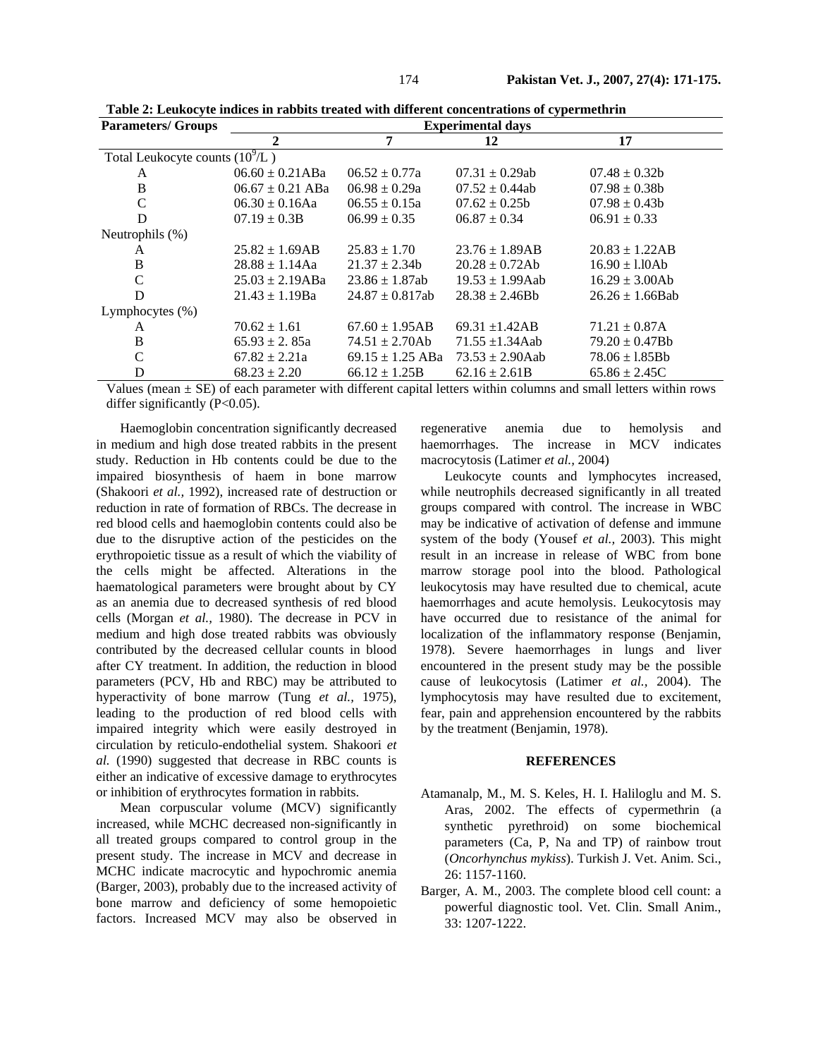**Table 2: Leukocyte indices in rabbits treated with different concentrations of cypermethrin**

| Parameters/ Groups | Experimental days | | | |
|---|---|---|---|---|
| | 2 | 7 | 12 | 17 |
| Total Leukocyte counts ($10^9$/L ) | | | | |
| A | 06.60 ± 0.21ABa | 06.52 ± 0.77a | 07.31 ± 0.29ab | 07.48 ± 0.32b |
| B | 06.67 ± 0.21 ABa | 06.98 ± 0.29a | 07.52 ± 0.44ab | 07.98 ± 0.38b |
| C | 06.30 ± 0.16Aa | 06.55 ± 0.15a | 07.62 ± 0.25b | 07.98 ± 0.43b |
| D | 07.19 ± 0.3B | 06.99 ± 0.35 | 06.87 ± 0.34 | 06.91 ± 0.33 |
| Neutrophils (%) | | | | |
| A | 25.82 ± 1.69AB | 25.83 ± 1.70 | 23.76 ± 1.89AB | 20.83 ± 1.22AB |
| B | 28.88 ± 1.14Aa | 21.37 ± 2.34b | 20.28 ± 0.72Ab | 16.90 ± l.l0Ab |
| C | 25.03 ± 2.19ABa | 23.86 ± 1.87ab | 19.53 ± 1.99Aab | 16.29 ± 3.00Ab |
| D | 21.43 ± 1.19Ba | 24.87 ± 0.817ab | 28.38 ± 2.46Bb | 26.26 ± 1.66Bab |
| Lymphocytes (%) | | | | |
| A | 70.62 ± 1.61 | 67.60 ± 1.95AB | 69.31 ±1.42AB | 71.21 ± 0.87A |
| B | 65.93 ± 2. 85a | 74.51 ± 2.70Ab | 71.55 ±1.34Aab | 79.20 ± 0.47Bb |
| C | 67.82 ± 2.21a | 69.15 ± 1.25 ABa | 73.53 ± 2.90Aab | 78.06 ± l.85Bb |
| D | 68.23 ± 2.20 | 66.12 ± 1.25B | 62.16 ± 2.61B | 65.86 ± 2.45C |

Values (mean ± SE) of each parameter with different capital letters within columns and small letters within rows differ significantly ($P<0.05$).

Haemoglobin concentration significantly decreased in medium and high dose treated rabbits in the present study. Reduction in Hb contents could be due to the impaired biosynthesis of haem in bone marrow (Shakoori *et al.,* 1992), increased rate of destruction or reduction in rate of formation of RBCs. The decrease in red blood cells and haemoglobin contents could also be due to the disruptive action of the pesticides on the erythropoietic tissue as a result of which the viability of the cells might be affected. Alterations in the haematological parameters were brought about by CY as an anemia due to decreased synthesis of red blood cells (Morgan *et al.,* 1980). The decrease in PCV in medium and high dose treated rabbits was obviously contributed by the decreased cellular counts in blood after CY treatment. In addition, the reduction in blood parameters (PCV, Hb and RBC) may be attributed to hyperactivity of bone marrow (Tung *et al.,* 1975), leading to the production of red blood cells with impaired integrity which were easily destroyed in circulation by reticulo-endothelial system. Shakoori *et al.* (1990) suggested that decrease in RBC counts is either an indicative of excessive damage to erythrocytes or inhibition of erythrocytes formation in rabbits.

Mean corpuscular volume (MCV) significantly increased, while MCHC decreased non-significantly in all treated groups compared to control group in the present study. The increase in MCV and decrease in MCHC indicate macrocytic and hypochromic anemia (Barger, 2003), probably due to the increased activity of bone marrow and deficiency of some hemopoietic factors. Increased MCV may also be observed in regenerative anemia due to hemolysis and haemorrhages. The increase in MCV indicates macrocytosis (Latimer *et al.,* 2004)

Leukocyte counts and lymphocytes increased, while neutrophils decreased significantly in all treated groups compared with control. The increase in WBC may be indicative of activation of defense and immune system of the body (Yousef *et al.,* 2003). This might result in an increase in release of WBC from bone marrow storage pool into the blood. Pathological leukocytosis may have resulted due to chemical, acute haemorrhages and acute hemolysis. Leukocytosis may have occurred due to resistance of the animal for localization of the inflammatory response (Benjamin, 1978). Severe haemorrhages in lungs and liver encountered in the present study may be the possible cause of leukocytosis (Latimer *et al.,* 2004). The lymphocytosis may have resulted due to excitement, fear, pain and apprehension encountered by the rabbits by the treatment (Benjamin, 1978).

## REFERENCES

Atamanalp, M., M. S. Keles, H. I. Haliloglu and M. S. Aras, 2002. The effects of cypermethrin (a synthetic pyrethroid) on some biochemical parameters (Ca, P, Na and TP) of rainbow trout (*Oncorhynchus mykiss*). Turkish J. Vet. Anim. Sci., 26: 1157-1160.

Barger, A. M., 2003. The complete blood cell count: a powerful diagnostic tool. Vet. Clin. Small Anim., 33: 1207-1222.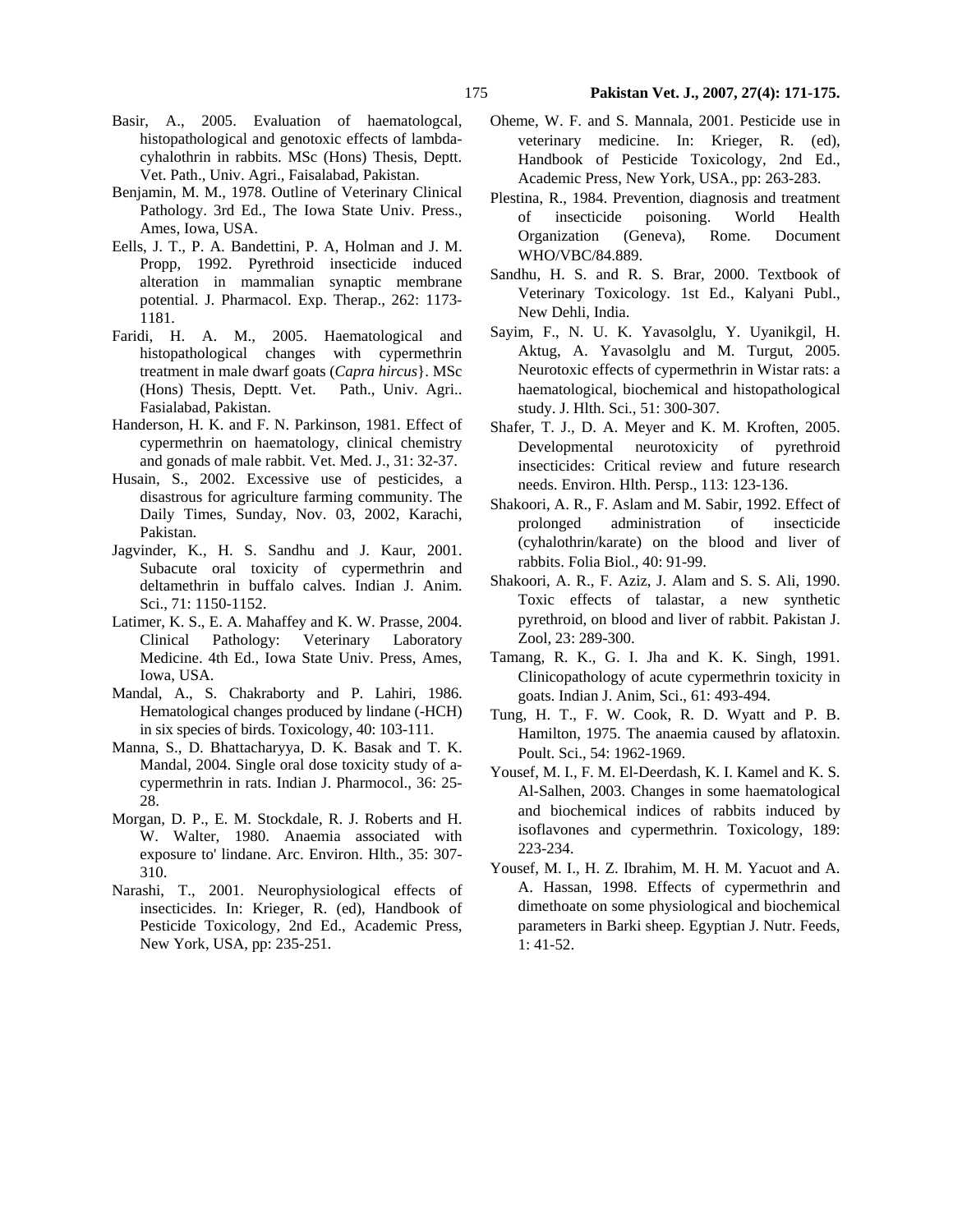Basir, A., 2005. Evaluation of haematologcal, histopathological and genotoxic effects of lambda-cyhalothrin in rabbits. MSc (Hons) Thesis, Deptt. Vet. Path., Univ. Agri., Faisalabad, Pakistan.

Benjamin, M. M., 1978. Outline of Veterinary Clinical Pathology. 3rd Ed., The Iowa State Univ. Press., Ames, Iowa, USA.

Eells, J. T., P. A. Bandettini, P. A, Holman and J. M. Propp, 1992. Pyrethroid insecticide induced alteration in mammalian synaptic membrane potential. J. Pharmacol. Exp. Therap., 262: 1173-1181.

Faridi, H. A. M., 2005. Haematological and histopathological changes with cypermethrin treatment in male dwarf goats (*Capra hircus*}. MSc (Hons) Thesis, Deptt. Vet. Path., Univ. Agri.. Fasialabad, Pakistan.

Handerson, H. K. and F. N. Parkinson, 1981. Effect of cypermethrin on haematology, clinical chemistry and gonads of male rabbit. Vet. Med. J., 31: 32-37.

Husain, S., 2002. Excessive use of pesticides, a disastrous for agriculture farming community. The Daily Times, Sunday, Nov. 03, 2002, Karachi, Pakistan.

Jagvinder, K., H. S. Sandhu and J. Kaur, 2001. Subacute oral toxicity of cypermethrin and deltamethrin in buffalo calves. Indian J. Anim. Sci., 71: 1150-1152.

Latimer, K. S., E. A. Mahaffey and K. W. Prasse, 2004. Clinical Pathology: Veterinary Laboratory Medicine. 4th Ed., Iowa State Univ. Press, Ames, Iowa, USA.

Mandal, A., S. Chakraborty and P. Lahiri, 1986. Hematological changes produced by lindane (-HCH) in six species of birds. Toxicology, 40: 103-111.

Manna, S., D. Bhattacharyya, D. K. Basak and T. K. Mandal, 2004. Single oral dose toxicity study of a-cypermethrin in rats. Indian J. Pharmocol., 36: 25-28.

Morgan, D. P., E. M. Stockdale, R. J. Roberts and H. W. Walter, 1980. Anaemia associated with exposure to' lindane. Arc. Environ. Hlth., 35: 307-310.

Narashi, T., 2001. Neurophysiological effects of insecticides. In: Krieger, R. (ed), Handbook of Pesticide Toxicology, 2nd Ed., Academic Press, New York, USA, pp: 235-251.

Oheme, W. F. and S. Mannala, 2001. Pesticide use in veterinary medicine. In: Krieger, R. (ed), Handbook of Pesticide Toxicology, 2nd Ed., Academic Press, New York, USA., pp: 263-283.

Plestina, R., 1984. Prevention, diagnosis and treatment of insecticide poisoning. World Health Organization (Geneva), Rome. Document WHO/VBC/84.889.

Sandhu, H. S. and R. S. Brar, 2000. Textbook of Veterinary Toxicology. 1st Ed., Kalyani Publ., New Dehli, India.

Sayim, F., N. U. K. Yavasolglu, Y. Uyanikgil, H. Aktug, A. Yavasolglu and M. Turgut, 2005. Neurotoxic effects of cypermethrin in Wistar rats: a haematological, biochemical and histopathological study. J. Hlth. Sci., 51: 300-307.

Shafer, T. J., D. A. Meyer and K. M. Kroften, 2005. Developmental neurotoxicity of pyrethroid insecticides: Critical review and future research needs. Environ. Hlth. Persp., 113: 123-136.

Shakoori, A. R., F. Aslam and M. Sabir, 1992. Effect of prolonged administration of insecticide (cyhalothrin/karate) on the blood and liver of rabbits. Folia Biol., 40: 91-99.

Shakoori, A. R., F. Aziz, J. Alam and S. S. Ali, 1990. Toxic effects of talastar, a new synthetic pyrethroid, on blood and liver of rabbit. Pakistan J. Zool, 23: 289-300.

Tamang, R. K., G. I. Jha and K. K. Singh, 1991. Clinicopathology of acute cypermethrin toxicity in goats. Indian J. Anim, Sci., 61: 493-494.

Tung, H. T., F. W. Cook, R. D. Wyatt and P. B. Hamilton, 1975. The anaemia caused by aflatoxin. Poult. Sci., 54: 1962-1969.

Yousef, M. I., F. M. El-Deerdash, K. I. Kamel and K. S. Al-Salhen, 2003. Changes in some haematological and biochemical indices of rabbits induced by isoflavones and cypermethrin. Toxicology, 189: 223-234.

Yousef, M. I., H. Z. Ibrahim, M. H. M. Yacuot and A. A. Hassan, 1998. Effects of cypermethrin and dimethoate on some physiological and biochemical parameters in Barki sheep. Egyptian J. Nutr. Feeds, 1: 41-52.